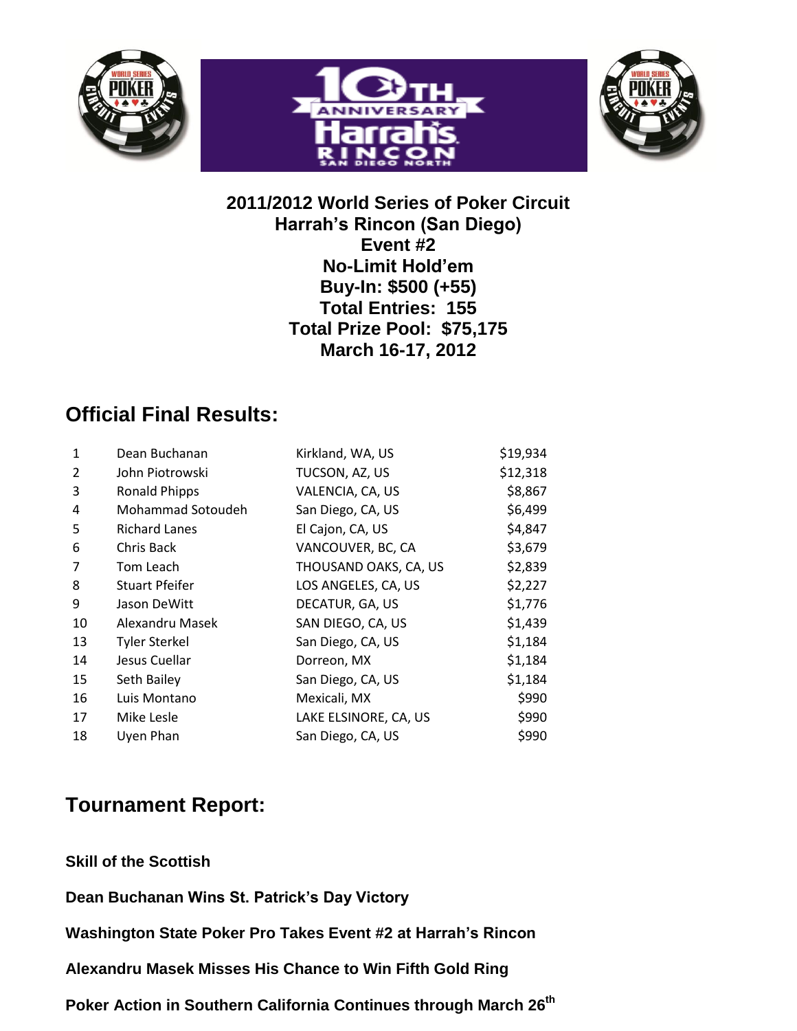**2011/2012 World Series of Poker Circuit**
**Harrah's Rincon (San Diego)**
**Event #2**
**No-Limit Hold'em**
**Buy-In: $500 (+55)**
**Total Entries: 155**
**Total Prize Pool: $75,175**
**March 16-17, 2012**

## Official Final Results:

| | | | |
|---|---|---|---|
| 1 | Dean Buchanan | Kirkland, WA, US | $19,934 |
| 2 | John Piotrowski | TUCSON, AZ, US | $12,318 |
| 3 | Ronald Phipps | VALENCIA, CA, US | $8,867 |
| 4 | Mohammad Sotoudeh | San Diego, CA, US | $6,499 |
| 5 | Richard Lanes | El Cajon, CA, US | $4,847 |
| 6 | Chris Back | VANCOUVER, BC, CA | $3,679 |
| 7 | Tom Leach | THOUSAND OAKS, CA, US | $2,839 |
| 8 | Stuart Pfeifer | LOS ANGELES, CA, US | $2,227 |
| 9 | Jason DeWitt | DECATUR, GA, US | $1,776 |
| 10 | Alexandru Masek | SAN DIEGO, CA, US | $1,439 |
| 13 | Tyler Sterkel | San Diego, CA, US | $1,184 |
| 14 | Jesus Cuellar | Dorreon, MX | $1,184 |
| 15 | Seth Bailey | San Diego, CA, US | $1,184 |
| 16 | Luis Montano | Mexicali, MX | $990 |
| 17 | Mike Lesle | LAKE ELSINORE, CA, US | $990 |
| 18 | Uyen Phan | San Diego, CA, US | $990 |

## Tournament Report:

**Skill of the Scottish**

**Dean Buchanan Wins St. Patrick's Day Victory**

**Washington State Poker Pro Takes Event #2 at Harrah's Rincon**

**Alexandru Masek Misses His Chance to Win Fifth Gold Ring**

**Poker Action in Southern California Continues through March 26th**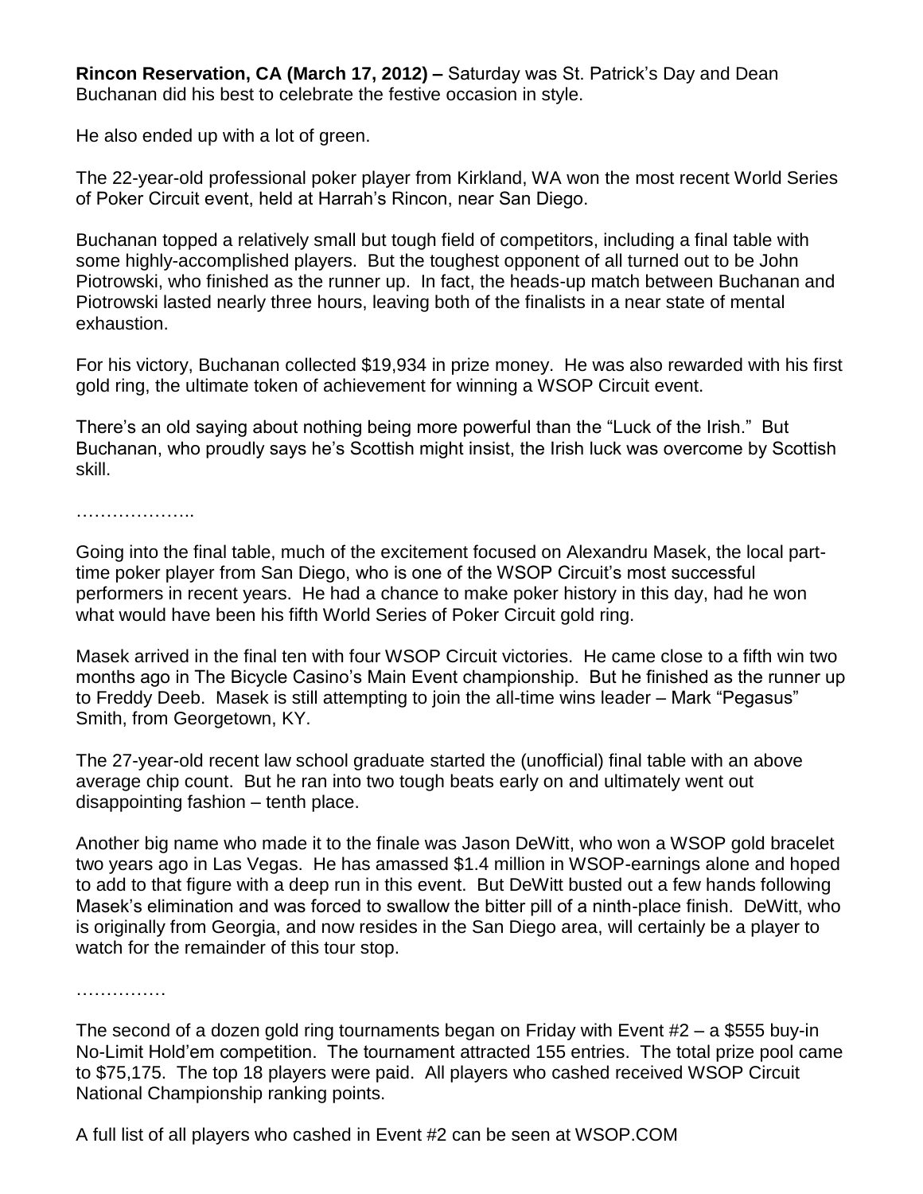**Rincon Reservation, CA (March 17, 2012) –** Saturday was St. Patrick's Day and Dean Buchanan did his best to celebrate the festive occasion in style.

He also ended up with a lot of green.

The 22-year-old professional poker player from Kirkland, WA won the most recent World Series of Poker Circuit event, held at Harrah's Rincon, near San Diego.

Buchanan topped a relatively small but tough field of competitors, including a final table with some highly-accomplished players. But the toughest opponent of all turned out to be John Piotrowski, who finished as the runner up. In fact, the heads-up match between Buchanan and Piotrowski lasted nearly three hours, leaving both of the finalists in a near state of mental exhaustion.

For his victory, Buchanan collected $19,934 in prize money. He was also rewarded with his first gold ring, the ultimate token of achievement for winning a WSOP Circuit event.

There's an old saying about nothing being more powerful than the "Luck of the Irish." But Buchanan, who proudly says he's Scottish might insist, the Irish luck was overcome by Scottish skill.

………………..

Going into the final table, much of the excitement focused on Alexandru Masek, the local part-time poker player from San Diego, who is one of the WSOP Circuit's most successful performers in recent years. He had a chance to make poker history in this day, had he won what would have been his fifth World Series of Poker Circuit gold ring.

Masek arrived in the final ten with four WSOP Circuit victories. He came close to a fifth win two months ago in The Bicycle Casino's Main Event championship. But he finished as the runner up to Freddy Deeb. Masek is still attempting to join the all-time wins leader – Mark "Pegasus" Smith, from Georgetown, KY.

The 27-year-old recent law school graduate started the (unofficial) final table with an above average chip count. But he ran into two tough beats early on and ultimately went out disappointing fashion – tenth place.

Another big name who made it to the finale was Jason DeWitt, who won a WSOP gold bracelet two years ago in Las Vegas. He has amassed $1.4 million in WSOP-earnings alone and hoped to add to that figure with a deep run in this event. But DeWitt busted out a few hands following Masek's elimination and was forced to swallow the bitter pill of a ninth-place finish. DeWitt, who is originally from Georgia, and now resides in the San Diego area, will certainly be a player to watch for the remainder of this tour stop.

……………

The second of a dozen gold ring tournaments began on Friday with Event #2 – a $555 buy-in No-Limit Hold'em competition. The tournament attracted 155 entries. The total prize pool came to $75,175. The top 18 players were paid. All players who cashed received WSOP Circuit National Championship ranking points.

A full list of all players who cashed in Event #2 can be seen at WSOP.COM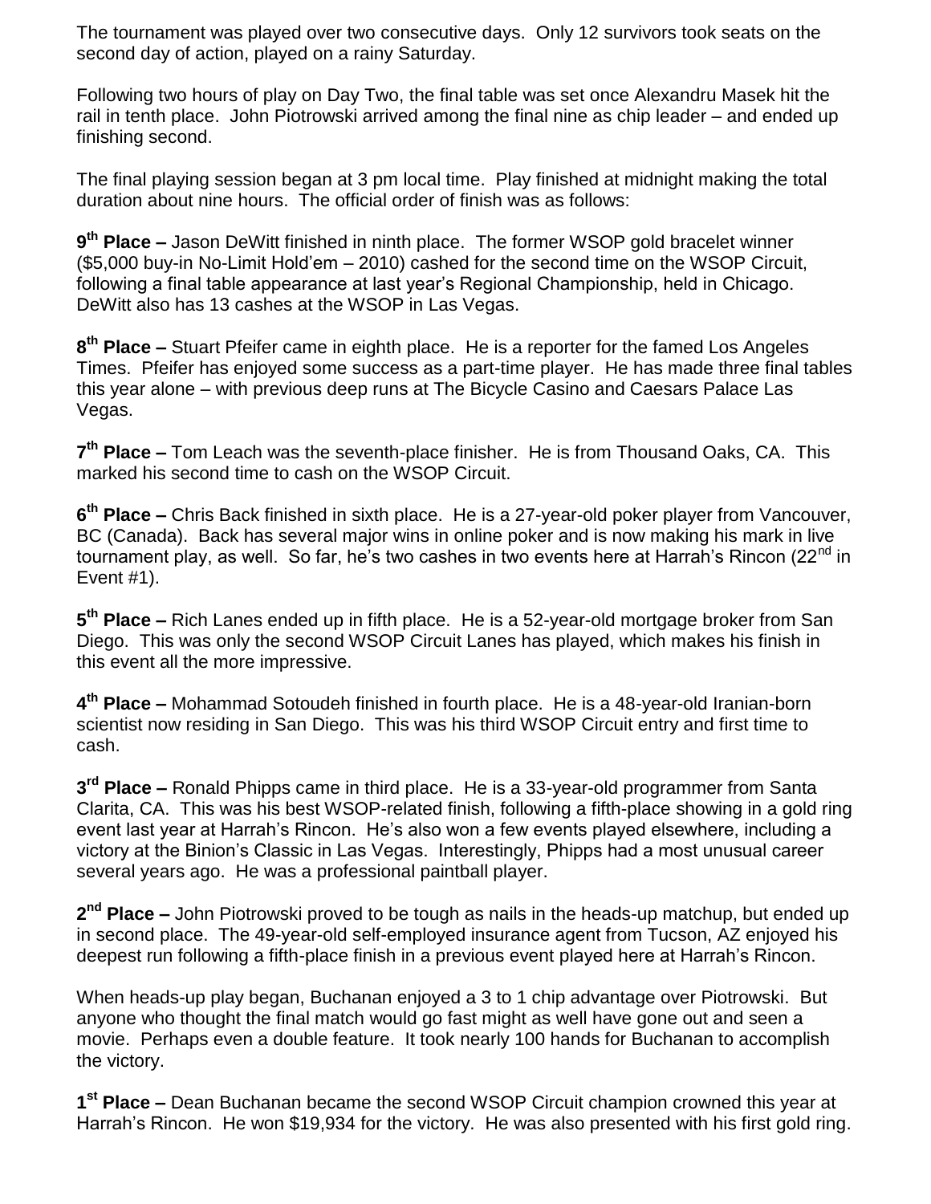The tournament was played over two consecutive days. Only 12 survivors took seats on the second day of action, played on a rainy Saturday.

Following two hours of play on Day Two, the final table was set once Alexandru Masek hit the rail in tenth place. John Piotrowski arrived among the final nine as chip leader – and ended up finishing second.

The final playing session began at 3 pm local time. Play finished at midnight making the total duration about nine hours. The official order of finish was as follows:

**9th Place –** Jason DeWitt finished in ninth place. The former WSOP gold bracelet winner ($5,000 buy-in No-Limit Hold'em – 2010) cashed for the second time on the WSOP Circuit, following a final table appearance at last year's Regional Championship, held in Chicago. DeWitt also has 13 cashes at the WSOP in Las Vegas.

**8th Place –** Stuart Pfeifer came in eighth place. He is a reporter for the famed Los Angeles Times. Pfeifer has enjoyed some success as a part-time player. He has made three final tables this year alone – with previous deep runs at The Bicycle Casino and Caesars Palace Las Vegas.

**7th Place –** Tom Leach was the seventh-place finisher. He is from Thousand Oaks, CA. This marked his second time to cash on the WSOP Circuit.

**6th Place –** Chris Back finished in sixth place. He is a 27-year-old poker player from Vancouver, BC (Canada). Back has several major wins in online poker and is now making his mark in live tournament play, as well. So far, he's two cashes in two events here at Harrah's Rincon (22nd in Event #1).

**5th Place –** Rich Lanes ended up in fifth place. He is a 52-year-old mortgage broker from San Diego. This was only the second WSOP Circuit Lanes has played, which makes his finish in this event all the more impressive.

**4th Place –** Mohammad Sotoudeh finished in fourth place. He is a 48-year-old Iranian-born scientist now residing in San Diego. This was his third WSOP Circuit entry and first time to cash.

**3rd Place –** Ronald Phipps came in third place. He is a 33-year-old programmer from Santa Clarita, CA. This was his best WSOP-related finish, following a fifth-place showing in a gold ring event last year at Harrah's Rincon. He's also won a few events played elsewhere, including a victory at the Binion's Classic in Las Vegas. Interestingly, Phipps had a most unusual career several years ago. He was a professional paintball player.

**2nd Place –** John Piotrowski proved to be tough as nails in the heads-up matchup, but ended up in second place. The 49-year-old self-employed insurance agent from Tucson, AZ enjoyed his deepest run following a fifth-place finish in a previous event played here at Harrah's Rincon.

When heads-up play began, Buchanan enjoyed a 3 to 1 chip advantage over Piotrowski. But anyone who thought the final match would go fast might as well have gone out and seen a movie. Perhaps even a double feature. It took nearly 100 hands for Buchanan to accomplish the victory.

**1st Place –** Dean Buchanan became the second WSOP Circuit champion crowned this year at Harrah's Rincon. He won $19,934 for the victory. He was also presented with his first gold ring.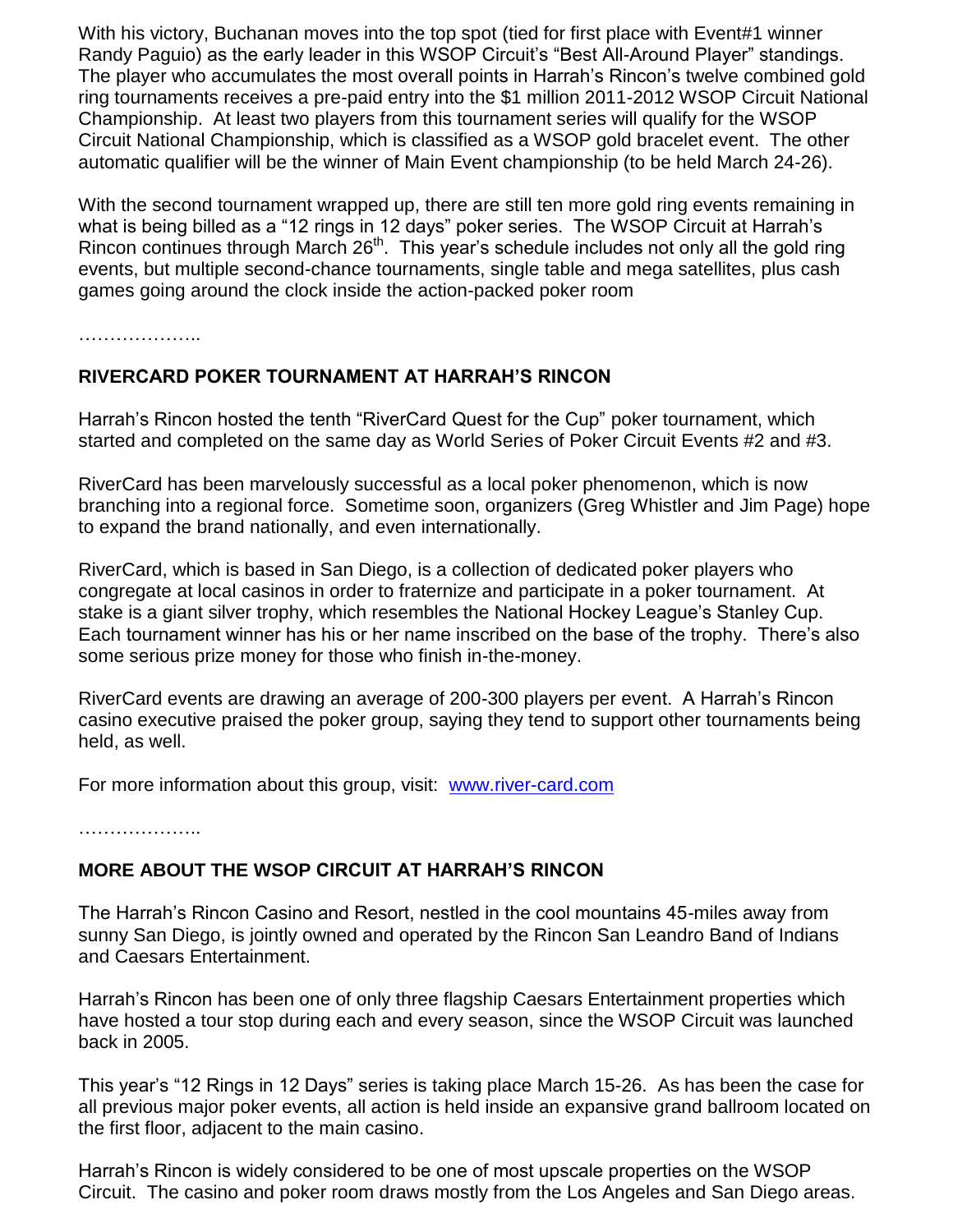With his victory, Buchanan moves into the top spot (tied for first place with Event#1 winner Randy Paguio) as the early leader in this WSOP Circuit's "Best All-Around Player" standings. The player who accumulates the most overall points in Harrah's Rincon's twelve combined gold ring tournaments receives a pre-paid entry into the $1 million 2011-2012 WSOP Circuit National Championship. At least two players from this tournament series will qualify for the WSOP Circuit National Championship, which is classified as a WSOP gold bracelet event. The other automatic qualifier will be the winner of Main Event championship (to be held March 24-26).

With the second tournament wrapped up, there are still ten more gold ring events remaining in what is being billed as a "12 rings in 12 days" poker series. The WSOP Circuit at Harrah's Rincon continues through March 26th. This year's schedule includes not only all the gold ring events, but multiple second-chance tournaments, single table and mega satellites, plus cash games going around the clock inside the action-packed poker room

………………..

**RIVERCARD POKER TOURNAMENT AT HARRAH'S RINCON**

Harrah's Rincon hosted the tenth "RiverCard Quest for the Cup" poker tournament, which started and completed on the same day as World Series of Poker Circuit Events #2 and #3.

RiverCard has been marvelously successful as a local poker phenomenon, which is now branching into a regional force. Sometime soon, organizers (Greg Whistler and Jim Page) hope to expand the brand nationally, and even internationally.

RiverCard, which is based in San Diego, is a collection of dedicated poker players who congregate at local casinos in order to fraternize and participate in a poker tournament. At stake is a giant silver trophy, which resembles the National Hockey League's Stanley Cup. Each tournament winner has his or her name inscribed on the base of the trophy. There's also some serious prize money for those who finish in-the-money.

RiverCard events are drawing an average of 200-300 players per event. A Harrah's Rincon casino executive praised the poker group, saying they tend to support other tournaments being held, as well.

For more information about this group, visit: [www.river-card.com](http://www.river-card.com)

………………..

**MORE ABOUT THE WSOP CIRCUIT AT HARRAH'S RINCON**

The Harrah's Rincon Casino and Resort, nestled in the cool mountains 45-miles away from sunny San Diego, is jointly owned and operated by the Rincon San Leandro Band of Indians and Caesars Entertainment.

Harrah's Rincon has been one of only three flagship Caesars Entertainment properties which have hosted a tour stop during each and every season, since the WSOP Circuit was launched back in 2005.

This year's "12 Rings in 12 Days" series is taking place March 15-26. As has been the case for all previous major poker events, all action is held inside an expansive grand ballroom located on the first floor, adjacent to the main casino.

Harrah's Rincon is widely considered to be one of most upscale properties on the WSOP Circuit. The casino and poker room draws mostly from the Los Angeles and San Diego areas.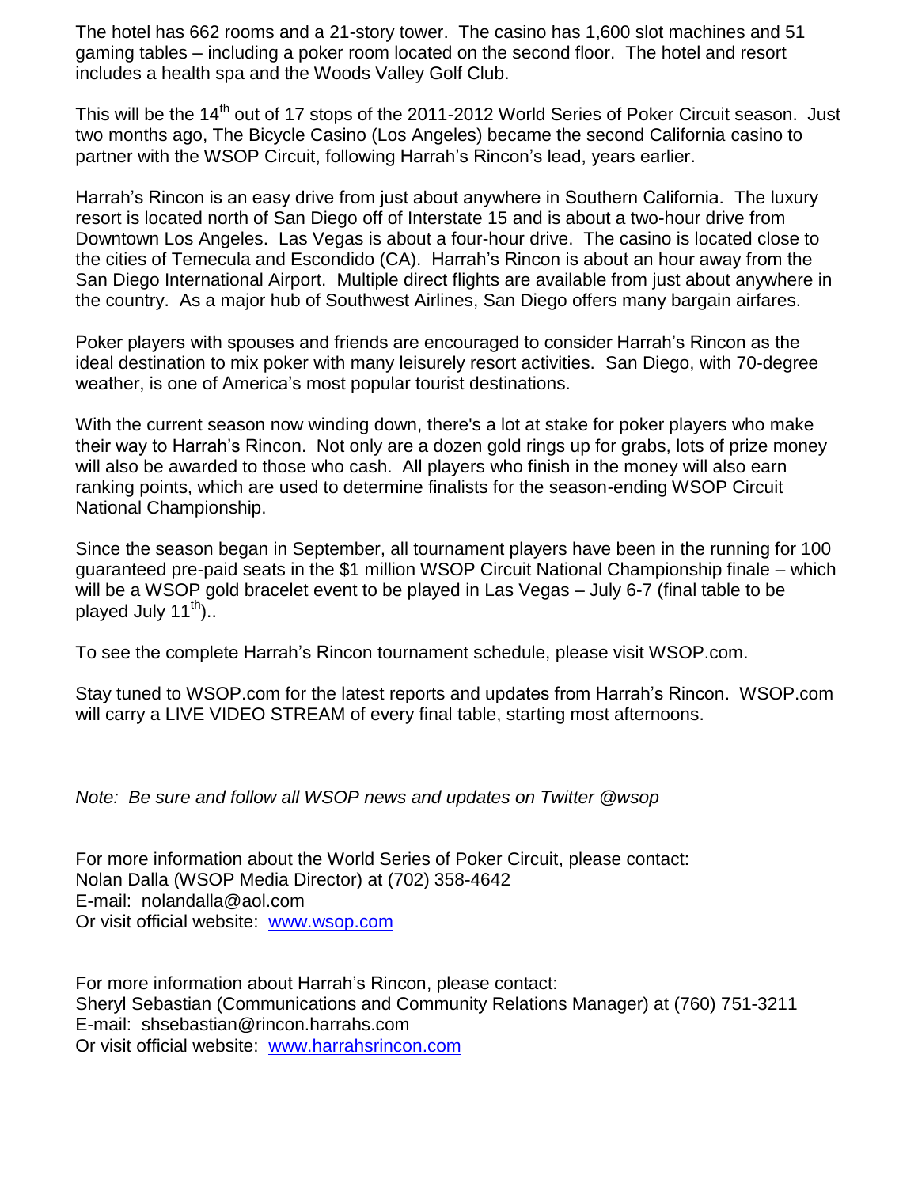The hotel has 662 rooms and a 21-story tower. The casino has 1,600 slot machines and 51 gaming tables – including a poker room located on the second floor. The hotel and resort includes a health spa and the Woods Valley Golf Club.

This will be the 14th out of 17 stops of the 2011-2012 World Series of Poker Circuit season. Just two months ago, The Bicycle Casino (Los Angeles) became the second California casino to partner with the WSOP Circuit, following Harrah's Rincon's lead, years earlier.

Harrah's Rincon is an easy drive from just about anywhere in Southern California. The luxury resort is located north of San Diego off of Interstate 15 and is about a two-hour drive from Downtown Los Angeles. Las Vegas is about a four-hour drive. The casino is located close to the cities of Temecula and Escondido (CA). Harrah's Rincon is about an hour away from the San Diego International Airport. Multiple direct flights are available from just about anywhere in the country. As a major hub of Southwest Airlines, San Diego offers many bargain airfares.

Poker players with spouses and friends are encouraged to consider Harrah's Rincon as the ideal destination to mix poker with many leisurely resort activities. San Diego, with 70-degree weather, is one of America's most popular tourist destinations.

With the current season now winding down, there's a lot at stake for poker players who make their way to Harrah's Rincon. Not only are a dozen gold rings up for grabs, lots of prize money will also be awarded to those who cash. All players who finish in the money will also earn ranking points, which are used to determine finalists for the season-ending WSOP Circuit National Championship.

Since the season began in September, all tournament players have been in the running for 100 guaranteed pre-paid seats in the $1 million WSOP Circuit National Championship finale – which will be a WSOP gold bracelet event to be played in Las Vegas – July 6-7 (final table to be played July 11th)..

To see the complete Harrah's Rincon tournament schedule, please visit WSOP.com.

Stay tuned to WSOP.com for the latest reports and updates from Harrah's Rincon. WSOP.com will carry a LIVE VIDEO STREAM of every final table, starting most afternoons.

*Note: Be sure and follow all WSOP news and updates on Twitter @wsop*

For more information about the World Series of Poker Circuit, please contact:
Nolan Dalla (WSOP Media Director) at (702) 358-4642
E-mail: nolandalla@aol.com
Or visit official website: [www.wsop.com](http://www.wsop.com)

For more information about Harrah's Rincon, please contact:
Sheryl Sebastian (Communications and Community Relations Manager) at (760) 751-3211
E-mail: shsebastian@rincon.harrahs.com
Or visit official website: [www.harrahsrincon.com](http://www.harrahsrincon.com)